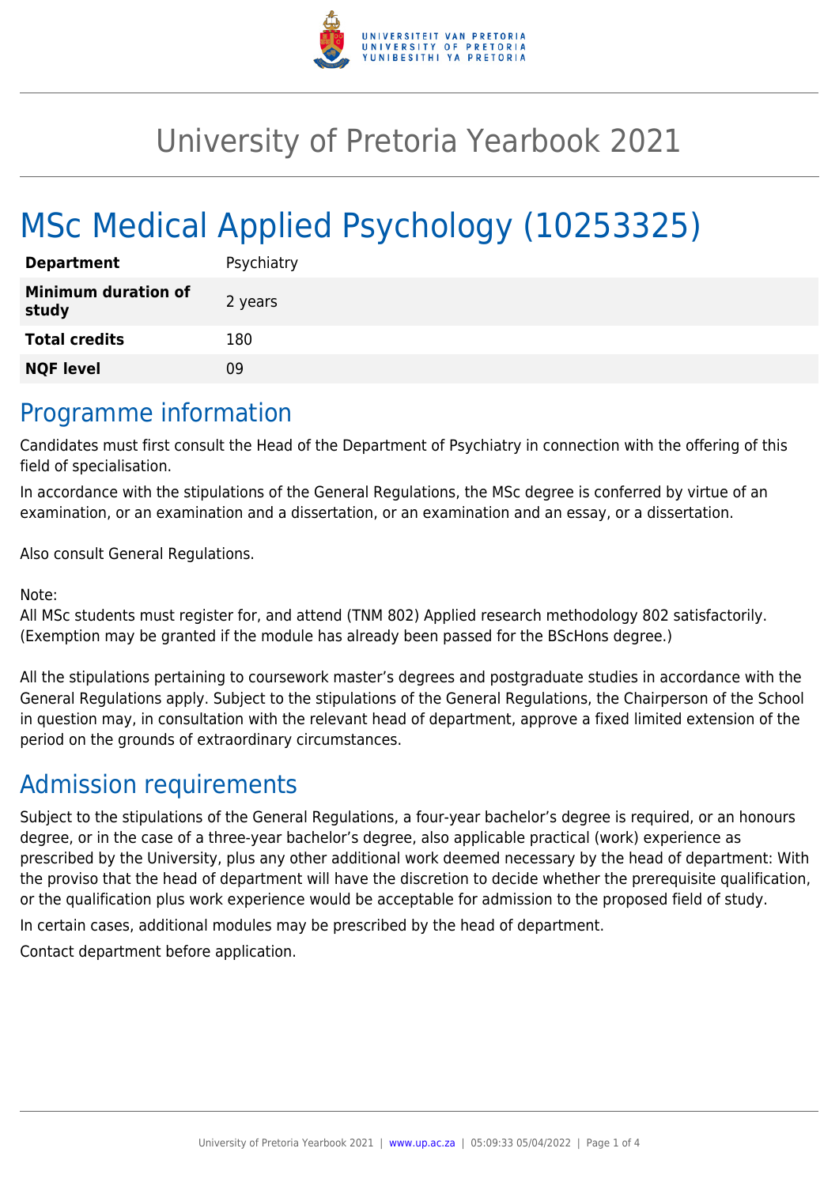# University of Pretoria Yearbook 2021

# MSc Medical Applied Psychology (10253325)

| | |
|---|---|
| **Department** | Psychiatry |
| **Minimum duration of study** | 2 years |
| **Total credits** | 180 |
| **NQF level** | 09 |

## Programme information

Candidates must first consult the Head of the Department of Psychiatry in connection with the offering of this field of specialisation.

In accordance with the stipulations of the General Regulations, the MSc degree is conferred by virtue of an examination, or an examination and a dissertation, or an examination and an essay, or a dissertation.

Also consult General Regulations.

Note:
All MSc students must register for, and attend (TNM 802) Applied research methodology 802 satisfactorily. (Exemption may be granted if the module has already been passed for the BScHons degree.)

All the stipulations pertaining to coursework master's degrees and postgraduate studies in accordance with the General Regulations apply. Subject to the stipulations of the General Regulations, the Chairperson of the School in question may, in consultation with the relevant head of department, approve a fixed limited extension of the period on the grounds of extraordinary circumstances.

## Admission requirements

Subject to the stipulations of the General Regulations, a four-year bachelor's degree is required, or an honours degree, or in the case of a three-year bachelor's degree, also applicable practical (work) experience as prescribed by the University, plus any other additional work deemed necessary by the head of department: With the proviso that the head of department will have the discretion to decide whether the prerequisite qualification, or the qualification plus work experience would be acceptable for admission to the proposed field of study.

In certain cases, additional modules may be prescribed by the head of department.

Contact department before application.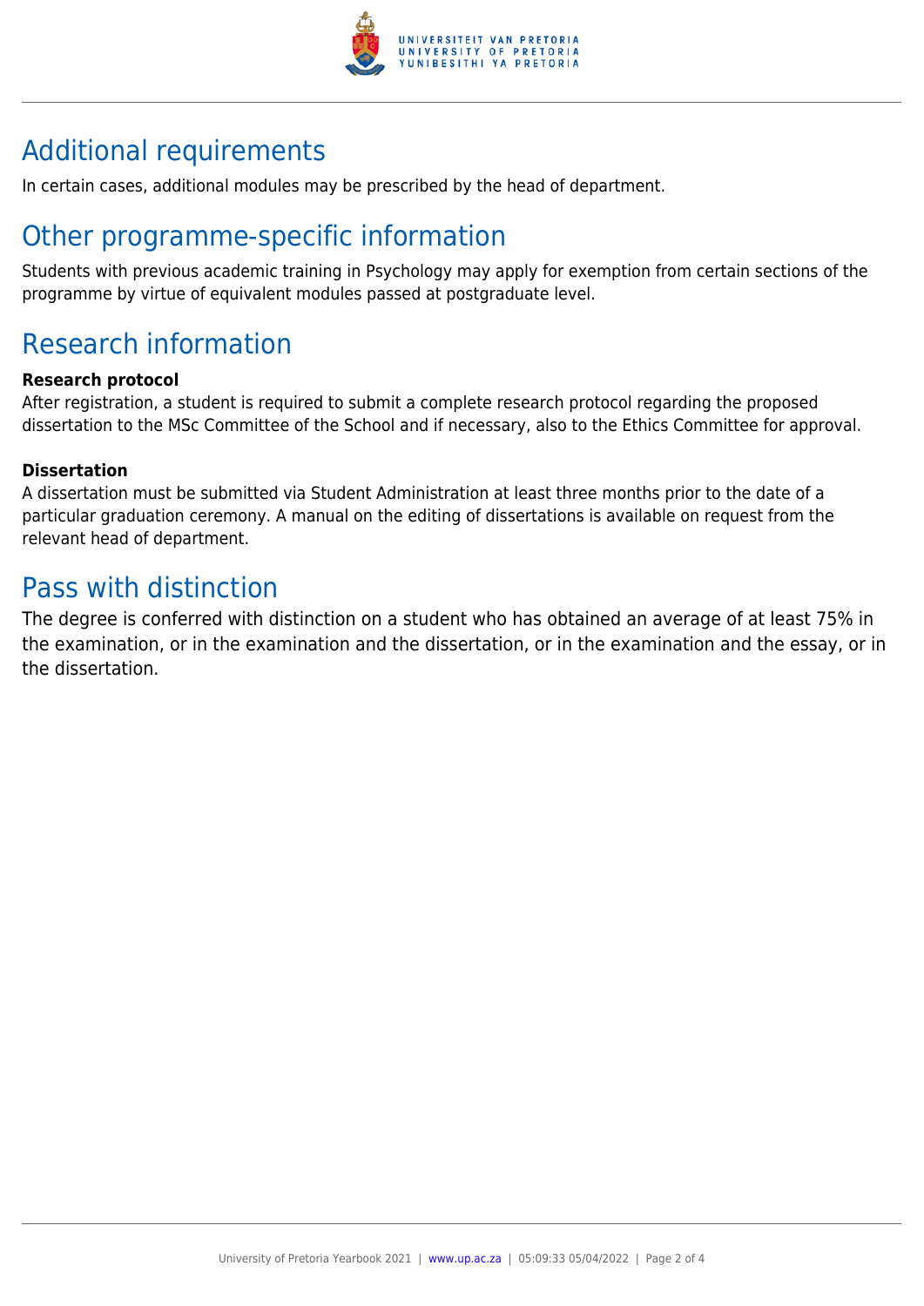## Additional requirements

In certain cases, additional modules may be prescribed by the head of department.

## Other programme-specific information

Students with previous academic training in Psychology may apply for exemption from certain sections of the programme by virtue of equivalent modules passed at postgraduate level.

## Research information

**Research protocol**
After registration, a student is required to submit a complete research protocol regarding the proposed dissertation to the MSc Committee of the School and if necessary, also to the Ethics Committee for approval.

**Dissertation**
A dissertation must be submitted via Student Administration at least three months prior to the date of a particular graduation ceremony. A manual on the editing of dissertations is available on request from the relevant head of department.

## Pass with distinction

The degree is conferred with distinction on a student who has obtained an average of at least 75% in the examination, or in the examination and the dissertation, or in the examination and the essay, or in the dissertation.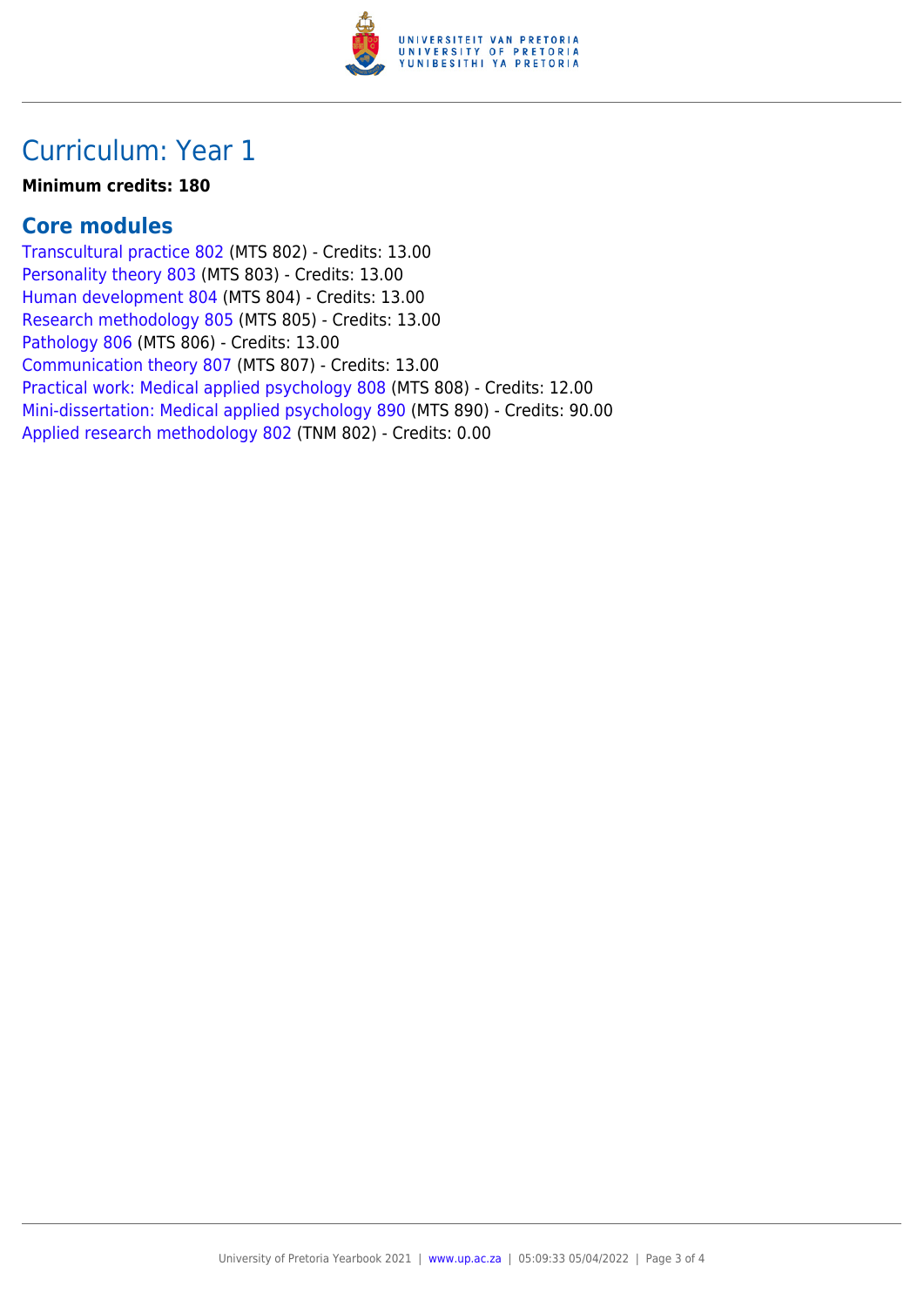# Curriculum: Year 1

**Minimum credits: 180**

## Core modules

Transcultural practice 802 (MTS 802) - Credits: 13.00
Personality theory 803 (MTS 803) - Credits: 13.00
Human development 804 (MTS 804) - Credits: 13.00
Research methodology 805 (MTS 805) - Credits: 13.00
Pathology 806 (MTS 806) - Credits: 13.00
Communication theory 807 (MTS 807) - Credits: 13.00
Practical work: Medical applied psychology 808 (MTS 808) - Credits: 12.00
Mini-dissertation: Medical applied psychology 890 (MTS 890) - Credits: 90.00
Applied research methodology 802 (TNM 802) - Credits: 0.00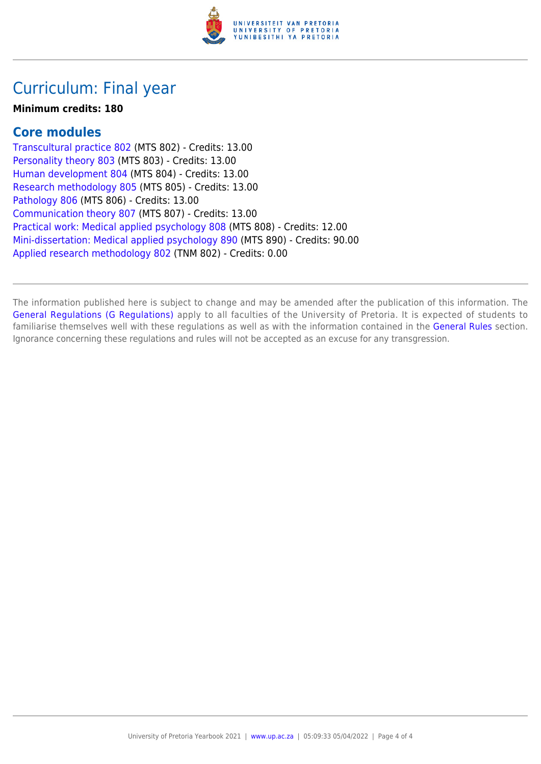# Curriculum: Final year

**Minimum credits: 180**

## Core modules

Transcultural practice 802 (MTS 802) - Credits: 13.00
Personality theory 803 (MTS 803) - Credits: 13.00
Human development 804 (MTS 804) - Credits: 13.00
Research methodology 805 (MTS 805) - Credits: 13.00
Pathology 806 (MTS 806) - Credits: 13.00
Communication theory 807 (MTS 807) - Credits: 13.00
Practical work: Medical applied psychology 808 (MTS 808) - Credits: 12.00
Mini-dissertation: Medical applied psychology 890 (MTS 890) - Credits: 90.00
Applied research methodology 802 (TNM 802) - Credits: 0.00

The information published here is subject to change and may be amended after the publication of this information. The General Regulations (G Regulations) apply to all faculties of the University of Pretoria. It is expected of students to familiarise themselves well with these regulations as well as with the information contained in the General Rules section. Ignorance concerning these regulations and rules will not be accepted as an excuse for any transgression.